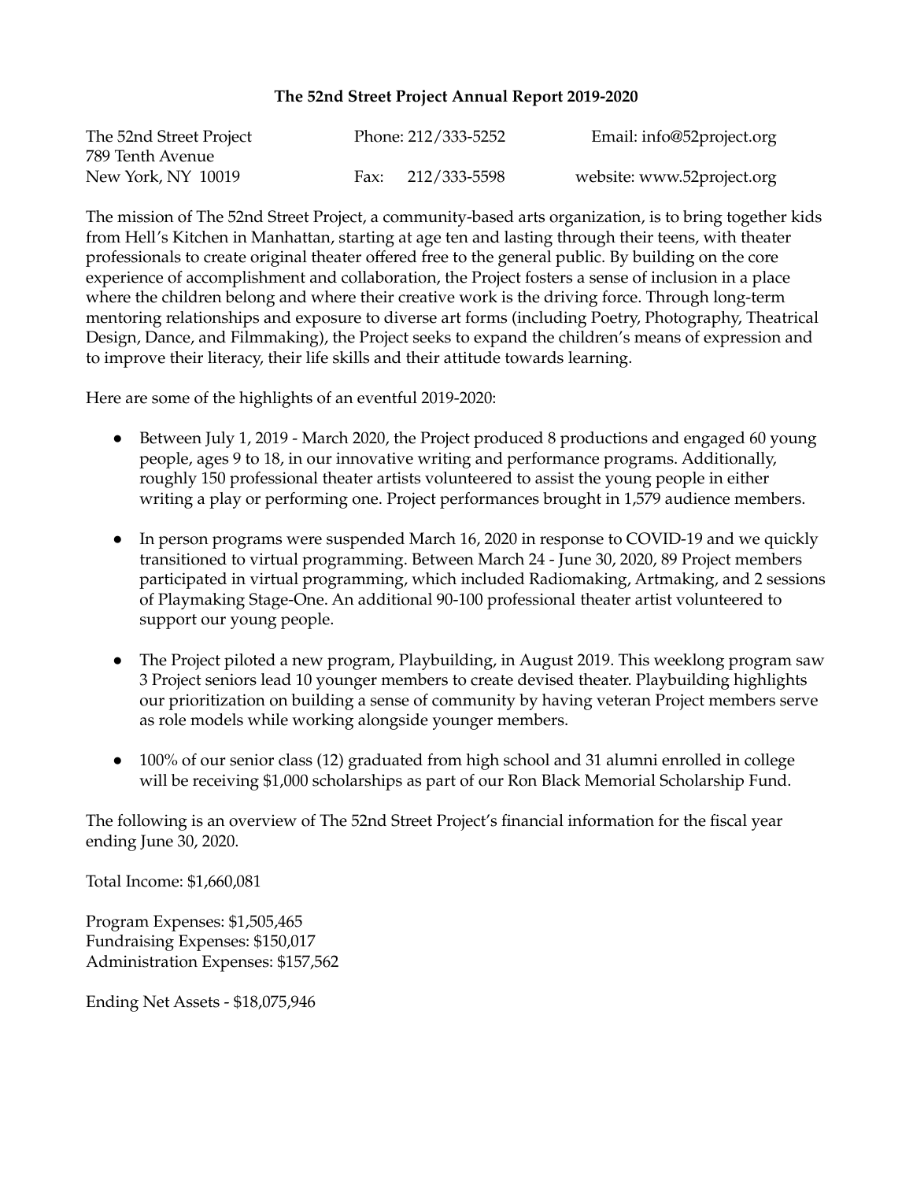# The 52nd Street Project Annual Report 2019-2020

The 52nd Street Project
789 Tenth Avenue
New York, NY 10019

Phone: 212/333-5252
Fax: 212/333-5598

Email: info@52project.org
website: www.52project.org

The mission of The 52nd Street Project, a community-based arts organization, is to bring together kids from Hell's Kitchen in Manhattan, starting at age ten and lasting through their teens, with theater professionals to create original theater offered free to the general public. By building on the core experience of accomplishment and collaboration, the Project fosters a sense of inclusion in a place where the children belong and where their creative work is the driving force. Through long-term mentoring relationships and exposure to diverse art forms (including Poetry, Photography, Theatrical Design, Dance, and Filmmaking), the Project seeks to expand the children's means of expression and to improve their literacy, their life skills and their attitude towards learning.

Here are some of the highlights of an eventful 2019-2020:

- Between July 1, 2019 - March 2020, the Project produced 8 productions and engaged 60 young people, ages 9 to 18, in our innovative writing and performance programs. Additionally, roughly 150 professional theater artists volunteered to assist the young people in either writing a play or performing one. Project performances brought in 1,579 audience members.

- In person programs were suspended March 16, 2020 in response to COVID-19 and we quickly transitioned to virtual programming. Between March 24 - June 30, 2020, 89 Project members participated in virtual programming, which included Radiomaking, Artmaking, and 2 sessions of Playmaking Stage-One. An additional 90-100 professional theater artist volunteered to support our young people.

- The Project piloted a new program, Playbuilding, in August 2019. This weeklong program saw 3 Project seniors lead 10 younger members to create devised theater. Playbuilding highlights our prioritization on building a sense of community by having veteran Project members serve as role models while working alongside younger members.

- 100% of our senior class (12) graduated from high school and 31 alumni enrolled in college will be receiving $1,000 scholarships as part of our Ron Black Memorial Scholarship Fund.

The following is an overview of The 52nd Street Project's financial information for the fiscal year ending June 30, 2020.

Total Income: $1,660,081

Program Expenses: $1,505,465
Fundraising Expenses: $150,017
Administration Expenses: $157,562

Ending Net Assets - $18,075,946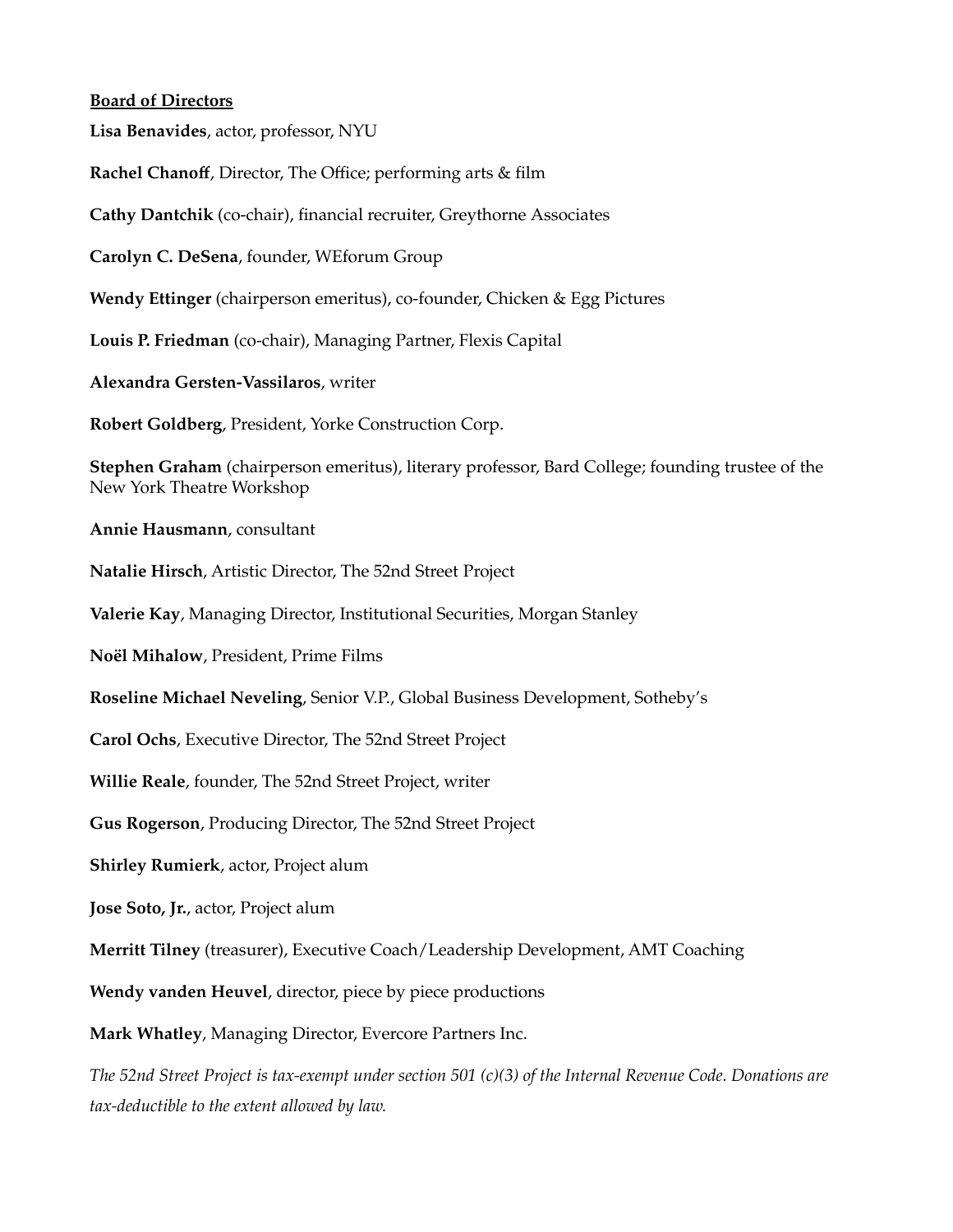**Board of Directors**

**Lisa Benavides**, actor, professor, NYU

**Rachel Chanoff**, Director, The Office; performing arts & film

**Cathy Dantchik** (co-chair), financial recruiter, Greythorne Associates

**Carolyn C. DeSena**, founder, WEforum Group

**Wendy Ettinger** (chairperson emeritus), co-founder, Chicken & Egg Pictures

**Louis P. Friedman** (co-chair), Managing Partner, Flexis Capital

**Alexandra Gersten-Vassilaros**, writer

**Robert Goldberg**, President, Yorke Construction Corp.

**Stephen Graham** (chairperson emeritus), literary professor, Bard College; founding trustee of the New York Theatre Workshop

**Annie Hausmann**, consultant

**Natalie Hirsch**, Artistic Director, The 52nd Street Project

**Valerie Kay**, Managing Director, Institutional Securities, Morgan Stanley

**Noël Mihalow**, President, Prime Films

**Roseline Michael Neveling**, Senior V.P., Global Business Development, Sotheby's

**Carol Ochs**, Executive Director, The 52nd Street Project

**Willie Reale**, founder, The 52nd Street Project, writer

**Gus Rogerson**, Producing Director, The 52nd Street Project

**Shirley Rumierk**, actor, Project alum

**Jose Soto, Jr.**, actor, Project alum

**Merritt Tilney** (treasurer), Executive Coach/Leadership Development, AMT Coaching

**Wendy vanden Heuvel**, director, piece by piece productions

**Mark Whatley**, Managing Director, Evercore Partners Inc.

*The 52nd Street Project is tax-exempt under section 501 (c)(3) of the Internal Revenue Code. Donations are tax-deductible to the extent allowed by law.*